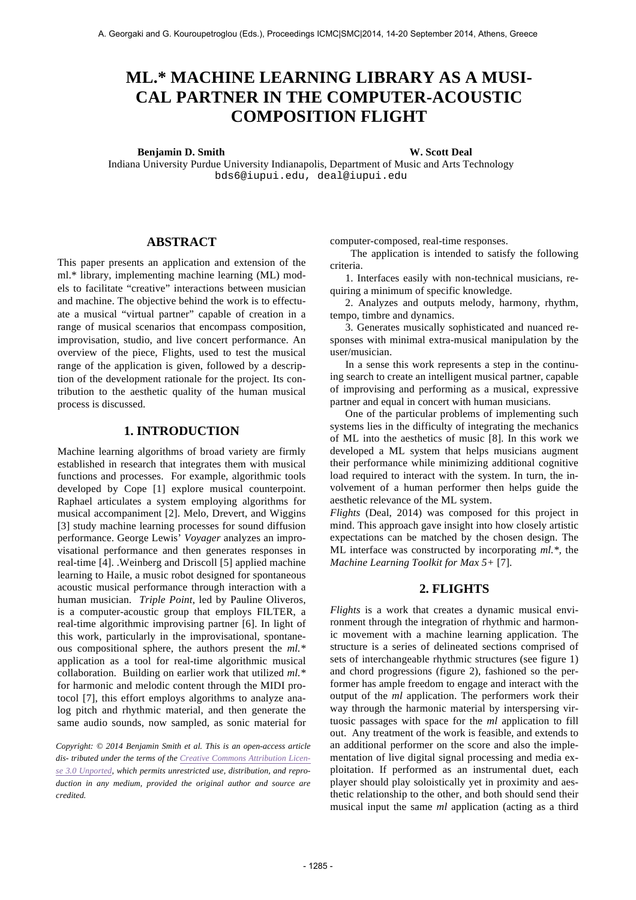# ML.* MACHINE LEARNING LIBRARY AS A MUSICAL PARTNER IN THE COMPUTER-ACOUSTIC COMPOSITION FLIGHT

**Benjamin D. Smith** **W. Scott Deal**

Indiana University Purdue University Indianapolis, Department of Music and Arts Technology

bds6@iupui.edu, deal@iupui.edu

## ABSTRACT

This paper presents an application and extension of the ml.* library, implementing machine learning (ML) models to facilitate "creative" interactions between musician and machine. The objective behind the work is to effectuate a musical "virtual partner" capable of creation in a range of musical scenarios that encompass composition, improvisation, studio, and live concert performance. An overview of the piece, Flights, used to test the musical range of the application is given, followed by a description of the development rationale for the project. Its contribution to the aesthetic quality of the human musical process is discussed.

## 1. INTRODUCTION

Machine learning algorithms of broad variety are firmly established in research that integrates them with musical functions and processes. For example, algorithmic tools developed by Cope [1] explore musical counterpoint. Raphael articulates a system employing algorithms for musical accompaniment [2]. Melo, Drevert, and Wiggins [3] study machine learning processes for sound diffusion performance. George Lewis' *Voyager* analyzes an improvisational performance and then generates responses in real-time [4]. .Weinberg and Driscoll [5] applied machine learning to Haile, a music robot designed for spontaneous acoustic musical performance through interaction with a human musician. *Triple Point*, led by Pauline Oliveros, is a computer-acoustic group that employs FILTER, a real-time algorithmic improvising partner [6]. In light of this work, particularly in the improvisational, spontaneous compositional sphere, the authors present the *ml.** application as a tool for real-time algorithmic musical collaboration. Building on earlier work that utilized *ml.** for harmonic and melodic content through the MIDI protocol [7], this effort employs algorithms to analyze analog pitch and rhythmic material, and then generate the same audio sounds, now sampled, as sonic material for computer-composed, real-time responses.

The application is intended to satisfy the following criteria.

1. Interfaces easily with non-technical musicians, requiring a minimum of specific knowledge.
2. Analyzes and outputs melody, harmony, rhythm, tempo, timbre and dynamics.
3. Generates musically sophisticated and nuanced responses with minimal extra-musical manipulation by the user/musician.

In a sense this work represents a step in the continuing search to create an intelligent musical partner, capable of improvising and performing as a musical, expressive partner and equal in concert with human musicians.

One of the particular problems of implementing such systems lies in the difficulty of integrating the mechanics of ML into the aesthetics of music [8]. In this work we developed a ML system that helps musicians augment their performance while minimizing additional cognitive load required to interact with the system. In turn, the involvement of a human performer then helps guide the aesthetic relevance of the ML system.

*Flights* (Deal, 2014) was composed for this project in mind. This approach gave insight into how closely artistic expectations can be matched by the chosen design. The ML interface was constructed by incorporating *ml.**, the *Machine Learning Toolkit for Max 5+* [7].

## 2. FLIGHTS

*Flights* is a work that creates a dynamic musical environment through the integration of rhythmic and harmonic movement with a machine learning application. The structure is a series of delineated sections comprised of sets of interchangeable rhythmic structures (see figure 1) and chord progressions (figure 2), fashioned so the performer has ample freedom to engage and interact with the output of the *ml* application. The performers work their way through the harmonic material by interspersing virtuosic passages with space for the *ml* application to fill out. Any treatment of the work is feasible, and extends to an additional performer on the score and also the implementation of live digital signal processing and media exploitation. If performed as an instrumental duet, each player should play soloistically yet in proximity and aesthetic relationship to the other, and both should send their musical input the same *ml* application (acting as a third

*Copyright: © 2014 Benjamin Smith et al. This is an open-access article dis- tributed under the terms of the Creative Commons Attribution License 3.0 Unported, which permits unrestricted use, distribution, and reproduction in any medium, provided the original author and source are credited.*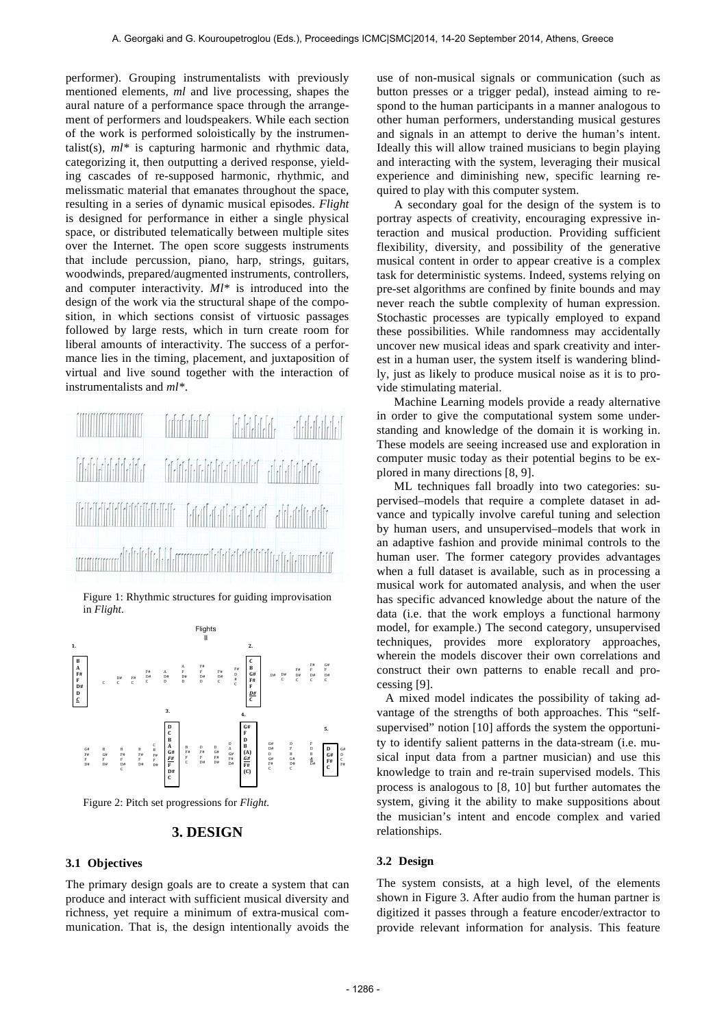performer). Grouping instrumentalists with previously mentioned elements, *ml* and live processing, shapes the aural nature of a performance space through the arrangement of performers and loudspeakers. While each section of the work is performed soloistically by the instrumentalist(s), *ml** is capturing harmonic and rhythmic data, categorizing it, then outputting a derived response, yielding cascades of re-supposed harmonic, rhythmic, and melissmatic material that emanates throughout the space, resulting in a series of dynamic musical episodes. *Flight* is designed for performance in either a single physical space, or distributed telematically between multiple sites over the Internet. The open score suggests instruments that include percussion, piano, harp, strings, guitars, woodwinds, prepared/augmented instruments, controllers, and computer interactivity. *Ml** is introduced into the design of the work via the structural shape of the composition, in which sections consist of virtuosic passages followed by large rests, which in turn create room for liberal amounts of interactivity. The success of a performance lies in the timing, placement, and juxtaposition of virtual and live sound together with the interaction of instrumentalists and *ml**.

Figure 1: Rhythmic structures for guiding improvisation in *Flight*.

Figure 2: Pitch set progressions for *Flight.*

# 3. DESIGN

## 3.1 Objectives

The primary design goals are to create a system that can produce and interact with sufficient musical diversity and richness, yet require a minimum of extra-musical communication. That is, the design intentionally avoids the use of non-musical signals or communication (such as button presses or a trigger pedal), instead aiming to respond to the human participants in a manner analogous to other human performers, understanding musical gestures and signals in an attempt to derive the human's intent. Ideally this will allow trained musicians to begin playing and interacting with the system, leveraging their musical experience and diminishing new, specific learning required to play with this computer system.

A secondary goal for the design of the system is to portray aspects of creativity, encouraging expressive interaction and musical production. Providing sufficient flexibility, diversity, and possibility of the generative musical content in order to appear creative is a complex task for deterministic systems. Indeed, systems relying on pre-set algorithms are confined by finite bounds and may never reach the subtle complexity of human expression. Stochastic processes are typically employed to expand these possibilities. While randomness may accidentally uncover new musical ideas and spark creativity and interest in a human user, the system itself is wandering blindly, just as likely to produce musical noise as it is to provide stimulating material.

Machine Learning models provide a ready alternative in order to give the computational system some understanding and knowledge of the domain it is working in. These models are seeing increased use and exploration in computer music today as their potential begins to be explored in many directions [8, 9].

ML techniques fall broadly into two categories: supervised–models that require a complete dataset in advance and typically involve careful tuning and selection by human users, and unsupervised–models that work in an adaptive fashion and provide minimal controls to the human user. The former category provides advantages when a full dataset is available, such as in processing a musical work for automated analysis, and when the user has specific advanced knowledge about the nature of the data (i.e. that the work employs a functional harmony model, for example.) The second category, unsupervised techniques, provides more exploratory approaches, wherein the models discover their own correlations and construct their own patterns to enable recall and processing [9].

A mixed model indicates the possibility of taking advantage of the strengths of both approaches. This "self-supervised" notion [10] affords the system the opportunity to identify salient patterns in the data-stream (i.e. musical input data from a partner musician) and use this knowledge to train and re-train supervised models. This process is analogous to [8, 10] but further automates the system, giving it the ability to make suppositions about the musician's intent and encode complex and varied relationships.

## 3.2 Design

The system consists, at a high level, of the elements shown in Figure 3. After audio from the human partner is digitized it passes through a feature encoder/extractor to provide relevant information for analysis. This feature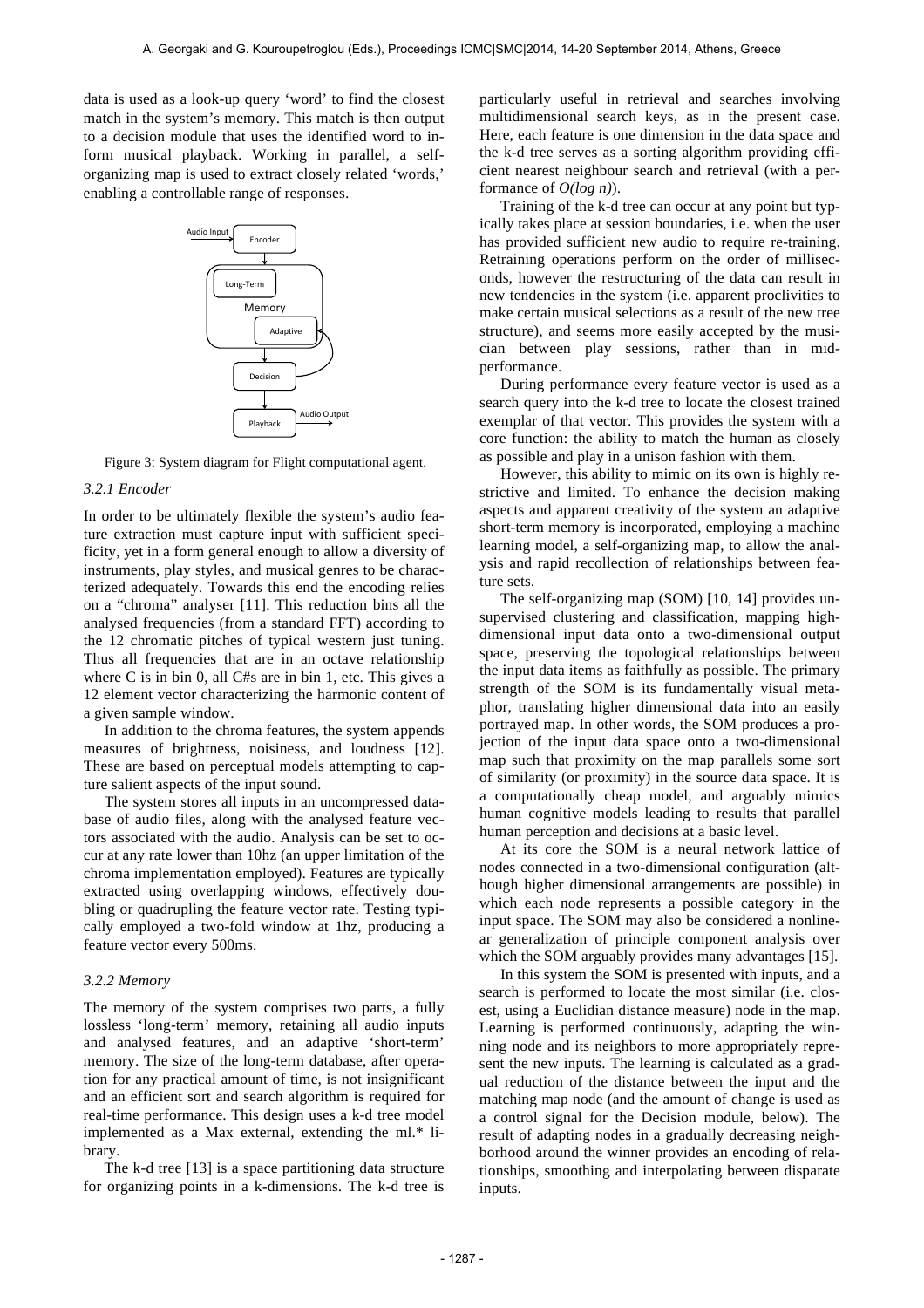data is used as a look-up query 'word' to find the closest match in the system's memory. This match is then output to a decision module that uses the identified word to inform musical playback. Working in parallel, a self-organizing map is used to extract closely related 'words,' enabling a controllable range of responses.

Figure 3: System diagram for Flight computational agent.

#### 3.2.1 Encoder

In order to be ultimately flexible the system's audio feature extraction must capture input with sufficient specificity, yet in a form general enough to allow a diversity of instruments, play styles, and musical genres to be characterized adequately. Towards this end the encoding relies on a "chroma" analyser [11]. This reduction bins all the analysed frequencies (from a standard FFT) according to the 12 chromatic pitches of typical western just tuning. Thus all frequencies that are in an octave relationship where C is in bin 0, all C#s are in bin 1, etc. This gives a 12 element vector characterizing the harmonic content of a given sample window.

In addition to the chroma features, the system appends measures of brightness, noisiness, and loudness [12]. These are based on perceptual models attempting to capture salient aspects of the input sound.

The system stores all inputs in an uncompressed database of audio files, along with the analysed feature vectors associated with the audio. Analysis can be set to occur at any rate lower than 10hz (an upper limitation of the chroma implementation employed). Features are typically extracted using overlapping windows, effectively doubling or quadrupling the feature vector rate. Testing typically employed a two-fold window at 1hz, producing a feature vector every 500ms.

#### 3.2.2 Memory

The memory of the system comprises two parts, a fully lossless 'long-term' memory, retaining all audio inputs and analysed features, and an adaptive 'short-term' memory. The size of the long-term database, after operation for any practical amount of time, is not insignificant and an efficient sort and search algorithm is required for real-time performance. This design uses a k-d tree model implemented as a Max external, extending the ml.* library.

The k-d tree [13] is a space partitioning data structure for organizing points in a k-dimensions. The k-d tree is particularly useful in retrieval and searches involving multidimensional search keys, as in the present case. Here, each feature is one dimension in the data space and the k-d tree serves as a sorting algorithm providing efficient nearest neighbour search and retrieval (with a performance of *O(log n)*).

Training of the k-d tree can occur at any point but typically takes place at session boundaries, i.e. when the user has provided sufficient new audio to require re-training. Retraining operations perform on the order of milliseconds, however the restructuring of the data can result in new tendencies in the system (i.e. apparent proclivities to make certain musical selections as a result of the new tree structure), and seems more easily accepted by the musician between play sessions, rather than in mid-performance.

During performance every feature vector is used as a search query into the k-d tree to locate the closest trained exemplar of that vector. This provides the system with a core function: the ability to match the human as closely as possible and play in a unison fashion with them.

However, this ability to mimic on its own is highly restrictive and limited. To enhance the decision making aspects and apparent creativity of the system an adaptive short-term memory is incorporated, employing a machine learning model, a self-organizing map, to allow the analysis and rapid recollection of relationships between feature sets.

The self-organizing map (SOM) [10, 14] provides unsupervised clustering and classification, mapping high-dimensional input data onto a two-dimensional output space, preserving the topological relationships between the input data items as faithfully as possible. The primary strength of the SOM is its fundamentally visual metaphor, translating higher dimensional data into an easily portrayed map. In other words, the SOM produces a projection of the input data space onto a two-dimensional map such that proximity on the map parallels some sort of similarity (or proximity) in the source data space. It is a computationally cheap model, and arguably mimics human cognitive models leading to results that parallel human perception and decisions at a basic level.

At its core the SOM is a neural network lattice of nodes connected in a two-dimensional configuration (although higher dimensional arrangements are possible) in which each node represents a possible category in the input space. The SOM may also be considered a nonlinear generalization of principle component analysis over which the SOM arguably provides many advantages [15].

In this system the SOM is presented with inputs, and a search is performed to locate the most similar (i.e. closest, using a Euclidian distance measure) node in the map. Learning is performed continuously, adapting the winning node and its neighbors to more appropriately represent the new inputs. The learning is calculated as a gradual reduction of the distance between the input and the matching map node (and the amount of change is used as a control signal for the Decision module, below). The result of adapting nodes in a gradually decreasing neighborhood around the winner provides an encoding of relationships, smoothing and interpolating between disparate inputs.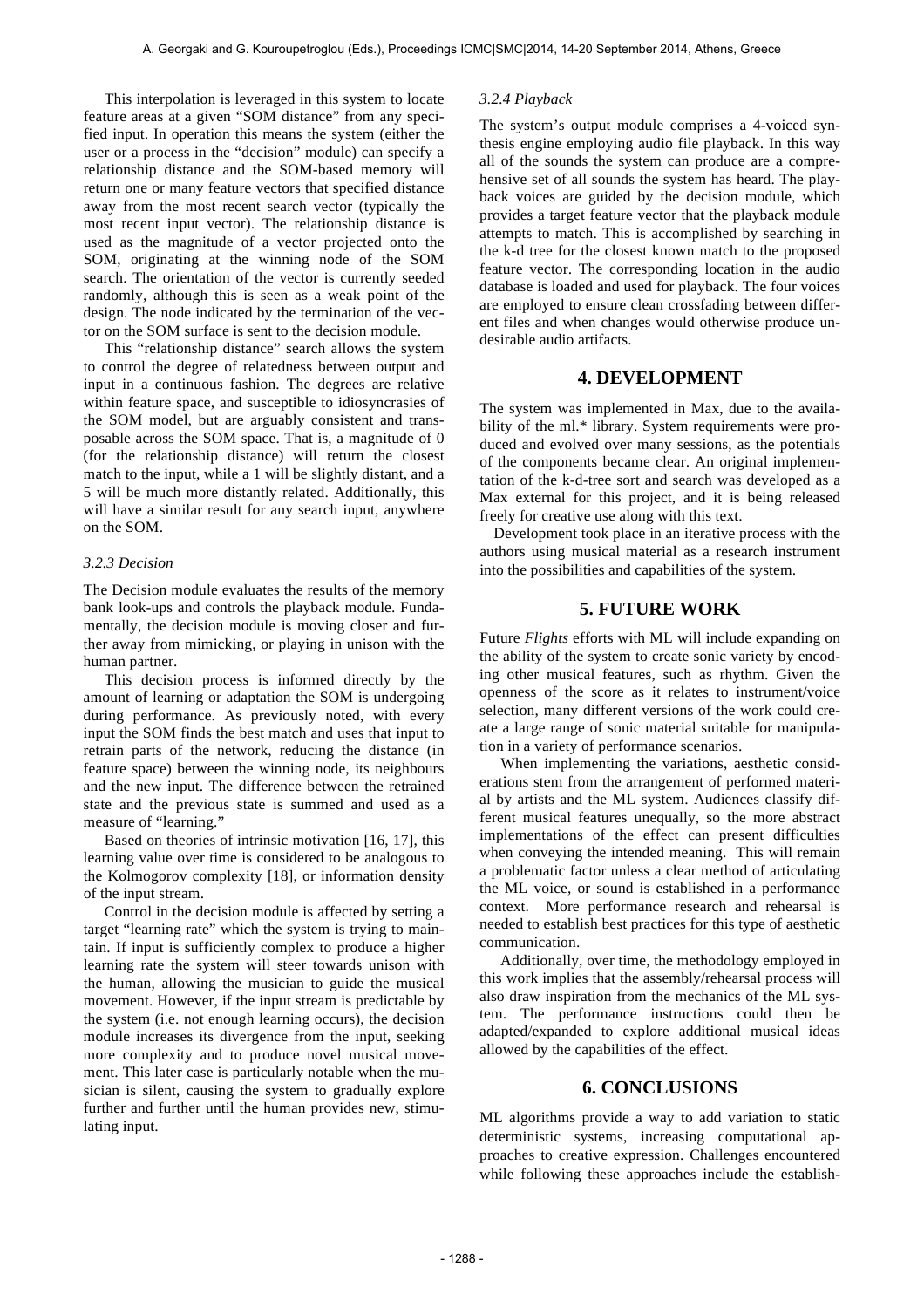This interpolation is leveraged in this system to locate feature areas at a given "SOM distance" from any specified input. In operation this means the system (either the user or a process in the "decision" module) can specify a relationship distance and the SOM-based memory will return one or many feature vectors that specified distance away from the most recent search vector (typically the most recent input vector). The relationship distance is used as the magnitude of a vector projected onto the SOM, originating at the winning node of the SOM search. The orientation of the vector is currently seeded randomly, although this is seen as a weak point of the design. The node indicated by the termination of the vector on the SOM surface is sent to the decision module.

This "relationship distance" search allows the system to control the degree of relatedness between output and input in a continuous fashion. The degrees are relative within feature space, and susceptible to idiosyncrasies of the SOM model, but are arguably consistent and transposable across the SOM space. That is, a magnitude of 0 (for the relationship distance) will return the closest match to the input, while a 1 will be slightly distant, and a 5 will be much more distantly related. Additionally, this will have a similar result for any search input, anywhere on the SOM.

#### *3.2.3 Decision*

The Decision module evaluates the results of the memory bank look-ups and controls the playback module. Fundamentally, the decision module is moving closer and further away from mimicking, or playing in unison with the human partner.

This decision process is informed directly by the amount of learning or adaptation the SOM is undergoing during performance. As previously noted, with every input the SOM finds the best match and uses that input to retrain parts of the network, reducing the distance (in feature space) between the winning node, its neighbours and the new input. The difference between the retrained state and the previous state is summed and used as a measure of "learning."

Based on theories of intrinsic motivation [16, 17], this learning value over time is considered to be analogous to the Kolmogorov complexity [18], or information density of the input stream.

Control in the decision module is affected by setting a target "learning rate" which the system is trying to maintain. If input is sufficiently complex to produce a higher learning rate the system will steer towards unison with the human, allowing the musician to guide the musical movement. However, if the input stream is predictable by the system (i.e. not enough learning occurs), the decision module increases its divergence from the input, seeking more complexity and to produce novel musical movement. This later case is particularly notable when the musician is silent, causing the system to gradually explore further and further until the human provides new, stimulating input.

#### *3.2.4 Playback*

The system's output module comprises a 4-voiced synthesis engine employing audio file playback. In this way all of the sounds the system can produce are a comprehensive set of all sounds the system has heard. The playback voices are guided by the decision module, which provides a target feature vector that the playback module attempts to match. This is accomplished by searching in the k-d tree for the closest known match to the proposed feature vector. The corresponding location in the audio database is loaded and used for playback. The four voices are employed to ensure clean crossfading between different files and when changes would otherwise produce undesirable audio artifacts.

## 4. DEVELOPMENT

The system was implemented in Max, due to the availability of the ml.* library. System requirements were produced and evolved over many sessions, as the potentials of the components became clear. An original implementation of the k-d-tree sort and search was developed as a Max external for this project, and it is being released freely for creative use along with this text.

Development took place in an iterative process with the authors using musical material as a research instrument into the possibilities and capabilities of the system.

## 5. FUTURE WORK

Future *Flights* efforts with ML will include expanding on the ability of the system to create sonic variety by encoding other musical features, such as rhythm. Given the openness of the score as it relates to instrument/voice selection, many different versions of the work could create a large range of sonic material suitable for manipulation in a variety of performance scenarios.

When implementing the variations, aesthetic considerations stem from the arrangement of performed material by artists and the ML system. Audiences classify different musical features unequally, so the more abstract implementations of the effect can present difficulties when conveying the intended meaning. This will remain a problematic factor unless a clear method of articulating the ML voice, or sound is established in a performance context. More performance research and rehearsal is needed to establish best practices for this type of aesthetic communication.

Additionally, over time, the methodology employed in this work implies that the assembly/rehearsal process will also draw inspiration from the mechanics of the ML system. The performance instructions could then be adapted/expanded to explore additional musical ideas allowed by the capabilities of the effect.

## 6. CONCLUSIONS

ML algorithms provide a way to add variation to static deterministic systems, increasing computational approaches to creative expression. Challenges encountered while following these approaches include the establish-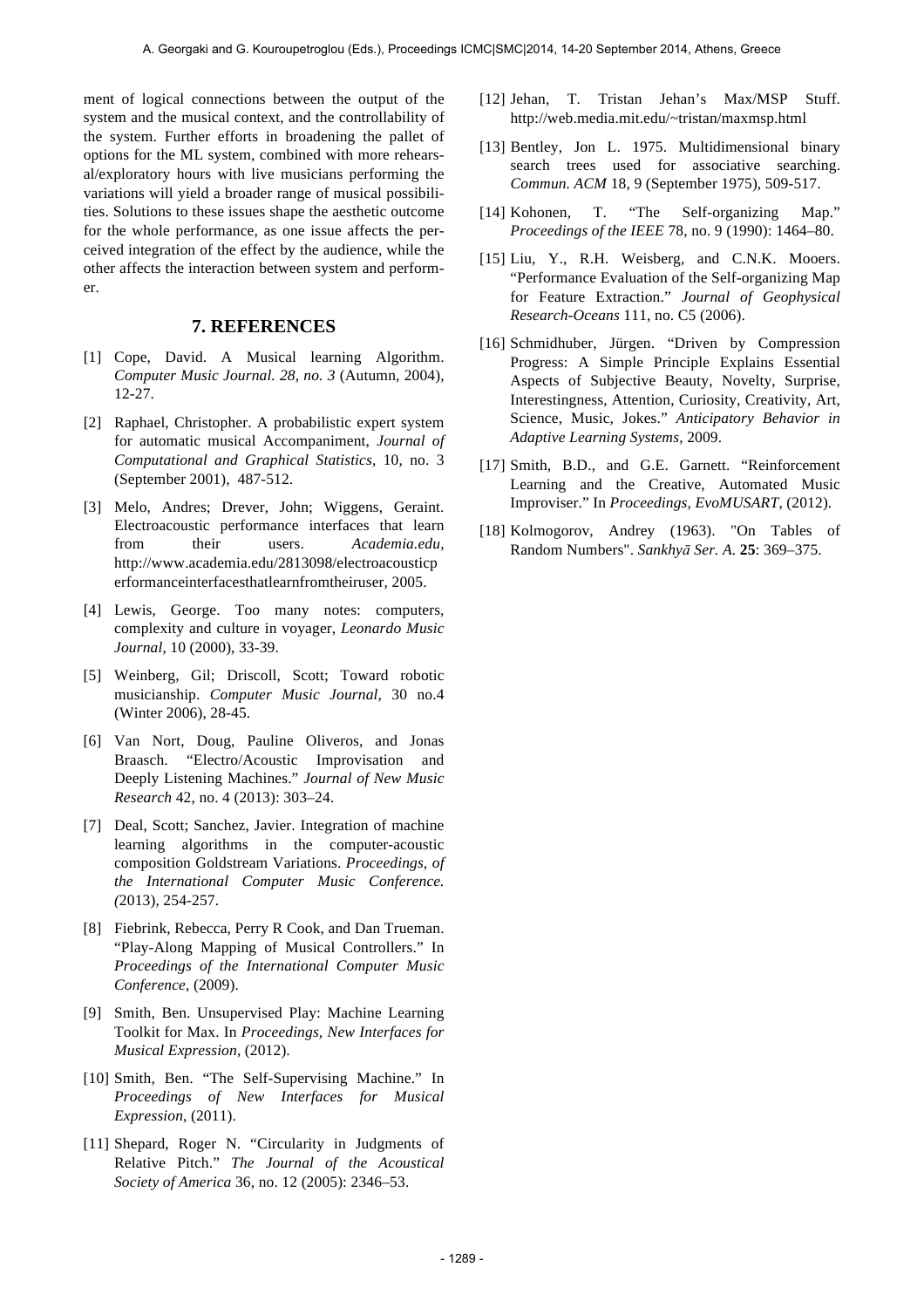ment of logical connections between the output of the system and the musical context, and the controllability of the system. Further efforts in broadening the pallet of options for the ML system, combined with more rehearsal/exploratory hours with live musicians performing the variations will yield a broader range of musical possibilities. Solutions to these issues shape the aesthetic outcome for the whole performance, as one issue affects the perceived integration of the effect by the audience, while the other affects the interaction between system and performer.

## 7. REFERENCES

[1] Cope, David. A Musical learning Algorithm. *Computer Music Journal. 28, no. 3* (Autumn, 2004), 12-27.

[2] Raphael, Christopher. A probabilistic expert system for automatic musical Accompaniment, *Journal of Computational and Graphical Statistics,* 10, no. 3 (September 2001), 487-512.

[3] Melo, Andres; Drever, John; Wiggens, Geraint. Electroacoustic performance interfaces that learn from their users. *Academia.edu*, http://www.academia.edu/2813098/electroacousticperformanceinterfacesthatlearnfromtheiruser, 2005.

[4] Lewis, George. Too many notes: computers, complexity and culture in voyager, *Leonardo Music Journal*, 10 (2000), 33-39.

[5] Weinberg, Gil; Driscoll, Scott; Toward robotic musicianship. *Computer Music Journal,* 30 no.4 (Winter 2006), 28-45.

[6] Van Nort, Doug, Pauline Oliveros, and Jonas Braasch. "Electro/Acoustic Improvisation and Deeply Listening Machines." *Journal of New Music Research* 42, no. 4 (2013): 303–24.

[7] Deal, Scott; Sanchez, Javier. Integration of machine learning algorithms in the computer-acoustic composition Goldstream Variations. *Proceedings, of the International Computer Music Conference. (*2013), 254-257.

[8] Fiebrink, Rebecca, Perry R Cook, and Dan Trueman. "Play-Along Mapping of Musical Controllers." In *Proceedings of the International Computer Music Conference*, (2009).

[9] Smith, Ben. Unsupervised Play: Machine Learning Toolkit for Max. In *Proceedings, New Interfaces for Musical Expression,* (2012).

[10] Smith, Ben. "The Self-Supervising Machine." In *Proceedings of New Interfaces for Musical Expression*, (2011).

[11] Shepard, Roger N. "Circularity in Judgments of Relative Pitch." *The Journal of the Acoustical Society of America* 36, no. 12 (2005): 2346–53.

[12] Jehan, T. Tristan Jehan's Max/MSP Stuff. http://web.media.mit.edu/~tristan/maxmsp.html

[13] Bentley, Jon L. 1975. Multidimensional binary search trees used for associative searching. *Commun. ACM* 18, 9 (September 1975), 509-517.

[14] Kohonen, T. "The Self-organizing Map." *Proceedings of the IEEE* 78, no. 9 (1990): 1464–80.

[15] Liu, Y., R.H. Weisberg, and C.N.K. Mooers. "Performance Evaluation of the Self-organizing Map for Feature Extraction." *Journal of Geophysical Research-Oceans* 111, no. C5 (2006).

[16] Schmidhuber, Jürgen. "Driven by Compression Progress: A Simple Principle Explains Essential Aspects of Subjective Beauty, Novelty, Surprise, Interestingness, Attention, Curiosity, Creativity, Art, Science, Music, Jokes." *Anticipatory Behavior in Adaptive Learning Systems*, 2009.

[17] Smith, B.D., and G.E. Garnett. "Reinforcement Learning and the Creative, Automated Music Improviser." In *Proceedings, EvoMUSART*, (2012).

[18] Kolmogorov, Andrey (1963). "On Tables of Random Numbers". *Sankhyā Ser. A.* **25**: 369–375.